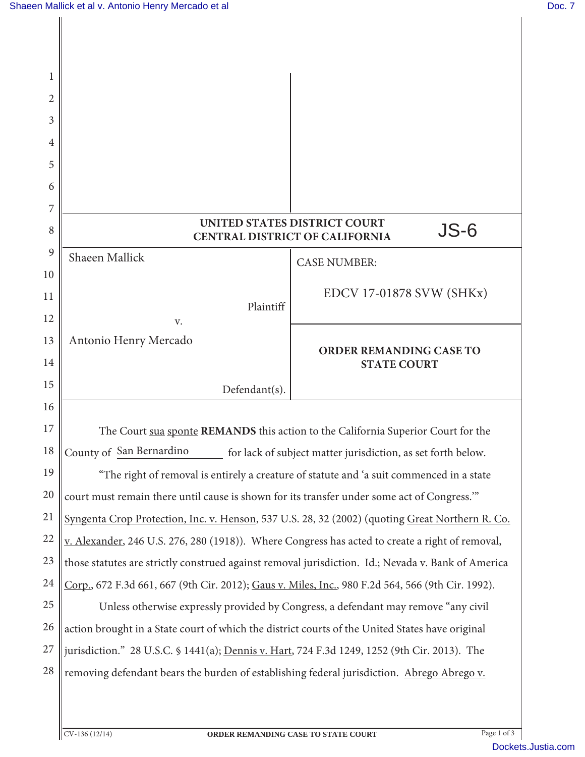**UNITED STATES DISTRICT COURT**
**CENTRAL DISTRICT OF CALIFORNIA**

JS-6

| | |
|---|---|
| Shaeen Mallick<br><br>Plaintiff<br><br>v.<br><br>Antonio Henry Mercado<br><br>Defendant(s). | CASE NUMBER:<br><br>EDCV 17-01878 SVW (SHKx) |
| | **ORDER REMANDING CASE TO STATE COURT** |

The Court sua sponte **REMANDS** this action to the California Superior Court for the County of San Bernardino for lack of subject matter jurisdiction, as set forth below.

"The right of removal is entirely a creature of statute and 'a suit commenced in a state court must remain there until cause is shown for its transfer under some act of Congress.'" Syngenta Crop Protection, Inc. v. Henson, 537 U.S. 28, 32 (2002) (quoting Great Northern R. Co. v. Alexander, 246 U.S. 276, 280 (1918)). Where Congress has acted to create a right of removal, those statutes are strictly construed against removal jurisdiction. Id.; Nevada v. Bank of America Corp., 672 F.3d 661, 667 (9th Cir. 2012); Gaus v. Miles, Inc., 980 F.2d 564, 566 (9th Cir. 1992).

Unless otherwise expressly provided by Congress, a defendant may remove "any civil action brought in a State court of which the district courts of the United States have original jurisdiction." 28 U.S.C. § 1441(a); Dennis v. Hart, 724 F.3d 1249, 1252 (9th Cir. 2013). The removing defendant bears the burden of establishing federal jurisdiction. Abrego Abrego v.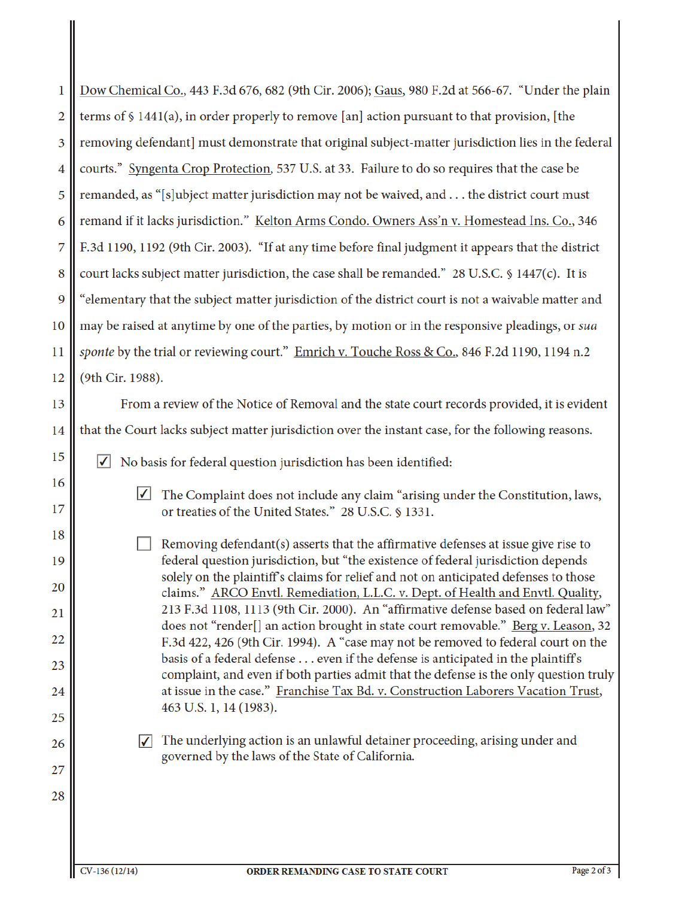Dow Chemical Co., 443 F.3d 676, 682 (9th Cir. 2006); Gaus, 980 F.2d at 566-67. "Under the plain terms of § 1441(a), in order properly to remove [an] action pursuant to that provision, [the removing defendant] must demonstrate that original subject-matter jurisdiction lies in the federal courts." Syngenta Crop Protection, 537 U.S. at 33. Failure to do so requires that the case be remanded, as "[s]ubject matter jurisdiction may not be waived, and . . . the district court must remand if it lacks jurisdiction." Kelton Arms Condo. Owners Ass'n v. Homestead Ins. Co., 346 F.3d 1190, 1192 (9th Cir. 2003). "If at any time before final judgment it appears that the district court lacks subject matter jurisdiction, the case shall be remanded." 28 U.S.C. § 1447(c). It is "elementary that the subject matter jurisdiction of the district court is not a waivable matter and may be raised at anytime by one of the parties, by motion or in the responsive pleadings, or *sua sponte* by the trial or reviewing court." Emrich v. Touche Ross & Co., 846 F.2d 1190, 1194 n.2 (9th Cir. 1988).

From a review of the Notice of Removal and the state court records provided, it is evident that the Court lacks subject matter jurisdiction over the instant case, for the following reasons.

- ☑ No basis for federal question jurisdiction has been identified:
  - ☑ The Complaint does not include any claim "arising under the Constitution, laws, or treaties of the United States." 28 U.S.C. § 1331.
  - ☐ Removing defendant(s) asserts that the affirmative defenses at issue give rise to federal question jurisdiction, but "the existence of federal jurisdiction depends solely on the plaintiff's claims for relief and not on anticipated defenses to those claims." ARCO Envtl. Remediation, L.L.C. v. Dept. of Health and Envtl. Quality, 213 F.3d 1108, 1113 (9th Cir. 2000). An "affirmative defense based on federal law" does not "render[] an action brought in state court removable." Berg v. Leason, 32 F.3d 422, 426 (9th Cir. 1994). A "case may not be removed to federal court on the basis of a federal defense . . . even if the defense is anticipated in the plaintiff's complaint, and even if both parties admit that the defense is the only question truly at issue in the case." Franchise Tax Bd. v. Construction Laborers Vacation Trust, 463 U.S. 1, 14 (1983).
  - ☑ The underlying action is an unlawful detainer proceeding, arising under and governed by the laws of the State of California.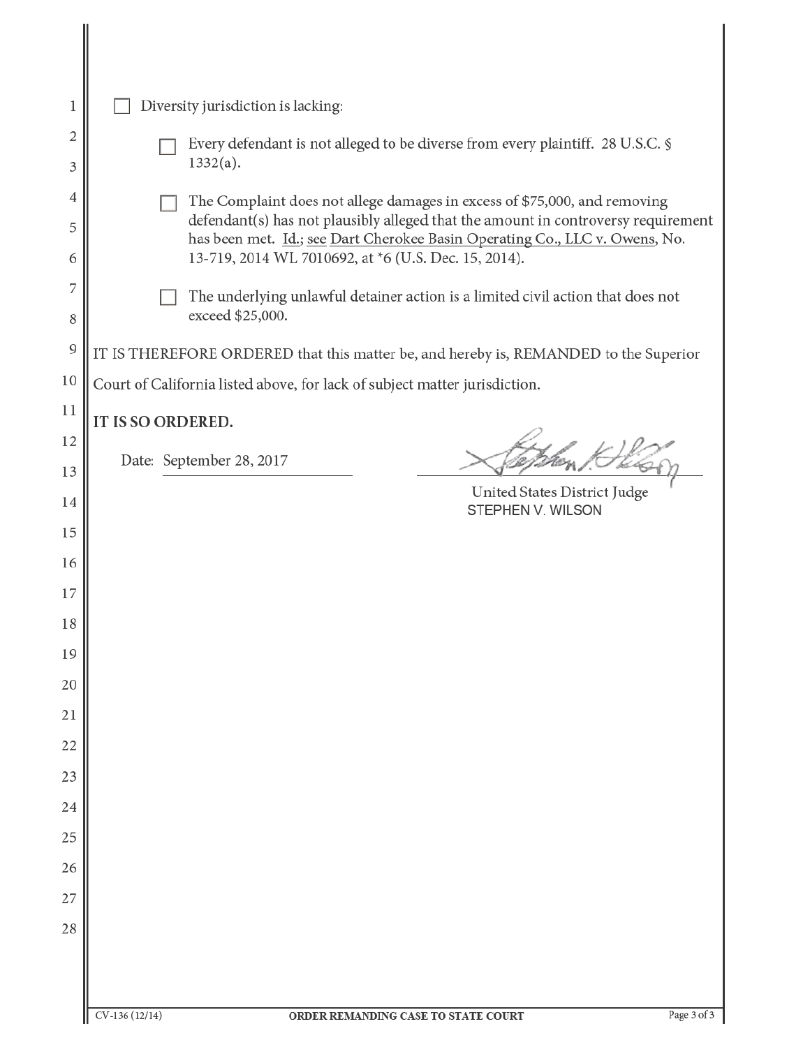- [ ] Diversity jurisdiction is lacking:

  - [ ] Every defendant is not alleged to be diverse from every plaintiff. 28 U.S.C. § 1332(a).

  - [ ] The Complaint does not allege damages in excess of $75,000, and removing defendant(s) has not plausibly alleged that the amount in controversy requirement has been met. Id.; see Dart Cherokee Basin Operating Co., LLC v. Owens, No. 13-719, 2014 WL 7010692, at *6 (U.S. Dec. 15, 2014).

  - [ ] The underlying unlawful detainer action is a limited civil action that does not exceed $25,000.

IT IS THEREFORE ORDERED that this matter be, and hereby is, REMANDED to the Superior Court of California listed above, for lack of subject matter jurisdiction.

**IT IS SO ORDERED.**

Date: September 28, 2017

United States District Judge
STEPHEN V. WILSON